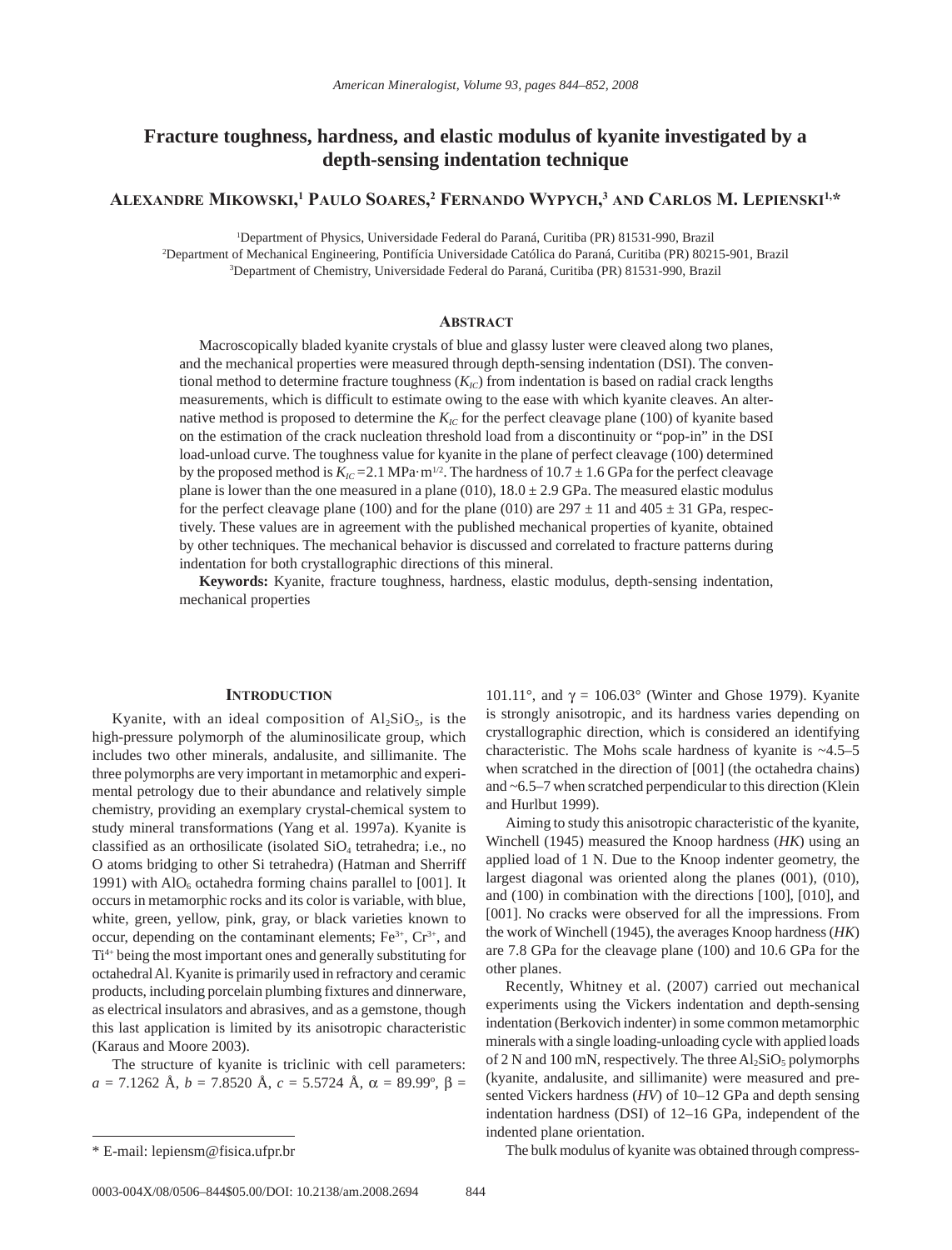# Fracture toughness, hardness, and elastic modulus of kyanite investigated by a depth-sensing indentation technique

**Alexandre Mikowski,[1] Paulo Soares,[2] Fernando Wypych,[3] and Carlos M. Lepienski[1,*]**

[1]Department of Physics, Universidade Federal do Paraná, Curitiba (PR) 81531-990, Brazil
[2]Department of Mechanical Engineering, Pontifícia Universidade Católica do Paraná, Curitiba (PR) 80215-901, Brazil
[3]Department of Chemistry, Universidade Federal do Paraná, Curitiba (PR) 81531-990, Brazil

## Abstract

Macroscopically bladed kyanite crystals of blue and glassy luster were cleaved along two planes, and the mechanical properties were measured through depth-sensing indentation (DSI). The conventional method to determine fracture toughness ($K_{IC}$) from indentation is based on radial crack lengths measurements, which is difficult to estimate owing to the ease with which kyanite cleaves. An alternative method is proposed to determine the $K_{IC}$ for the perfect cleavage plane (100) of kyanite based on the estimation of the crack nucleation threshold load from a discontinuity or "pop-in" in the DSI load-unload curve. The toughness value for kyanite in the plane of perfect cleavage (100) determined by the proposed method is $K_{IC} = 2.1$ MPa·m$^{1/2}$. The hardness of 10.7 ± 1.6 GPa for the perfect cleavage plane is lower than the one measured in a plane (010), 18.0 ± 2.9 GPa. The measured elastic modulus for the perfect cleavage plane (100) and for the plane (010) are 297 ± 11 and 405 ± 31 GPa, respectively. These values are in agreement with the published mechanical properties of kyanite, obtained by other techniques. The mechanical behavior is discussed and correlated to fracture patterns during indentation for both crystallographic directions of this mineral.

**Keywords:** Kyanite, fracture toughness, hardness, elastic modulus, depth-sensing indentation, mechanical properties

## Introduction

Kyanite, with an ideal composition of $Al_2SiO_5$, is the high-pressure polymorph of the aluminosilicate group, which includes two other minerals, andalusite, and sillimanite. The three polymorphs are very important in metamorphic and experimental petrology due to their abundance and relatively simple chemistry, providing an exemplary crystal-chemical system to study mineral transformations (Yang et al. 1997a). Kyanite is classified as an orthosilicate (isolated $SiO_4$ tetrahedra; i.e., no O atoms bridging to other Si tetrahedra) (Hatman and Sherriff 1991) with $AlO_6$ octahedra forming chains parallel to [001]. It occurs in metamorphic rocks and its color is variable, with blue, white, green, yellow, pink, gray, or black varieties known to occur, depending on the contaminant elements; $Fe^{3+}$, $Cr^{3+}$, and $Ti^{4+}$ being the most important ones and generally substituting for octahedral Al. Kyanite is primarily used in refractory and ceramic products, including porcelain plumbing fixtures and dinnerware, as electrical insulators and abrasives, and as a gemstone, though this last application is limited by its anisotropic characteristic (Karaus and Moore 2003).

The structure of kyanite is triclinic with cell parameters: $a$ = 7.1262 Å, $b$ = 7.8520 Å, $c$ = 5.5724 Å, $\alpha$ = 89.99°, $\beta$ = 101.11°, and $\gamma$ = 106.03° (Winter and Ghose 1979). Kyanite is strongly anisotropic, and its hardness varies depending on crystallographic direction, which is considered an identifying characteristic. The Mohs scale hardness of kyanite is ~4.5–5 when scratched in the direction of [001] (the octahedra chains) and ~6.5–7 when scratched perpendicular to this direction (Klein and Hurlbut 1999).

Aiming to study this anisotropic characteristic of the kyanite, Winchell (1945) measured the Knoop hardness (*HK*) using an applied load of 1 N. Due to the Knoop indenter geometry, the largest diagonal was oriented along the planes (001), (010), and (100) in combination with the directions [100], [010], and [001]. No cracks were observed for all the impressions. From the work of Winchell (1945), the averages Knoop hardness (*HK*) are 7.8 GPa for the cleavage plane (100) and 10.6 GPa for the other planes.

Recently, Whitney et al. (2007) carried out mechanical experiments using the Vickers indentation and depth-sensing indentation (Berkovich indenter) in some common metamorphic minerals with a single loading-unloading cycle with applied loads of 2 N and 100 mN, respectively. The three $Al_2SiO_5$ polymorphs (kyanite, andalusite, and sillimanite) were measured and presented Vickers hardness (*HV*) of 10–12 GPa and depth sensing indentation hardness (DSI) of 12–16 GPa, independent of the indented plane orientation.

The bulk modulus of kyanite was obtained through compress-

\* E-mail: lepiensm@fisica.ufpr.br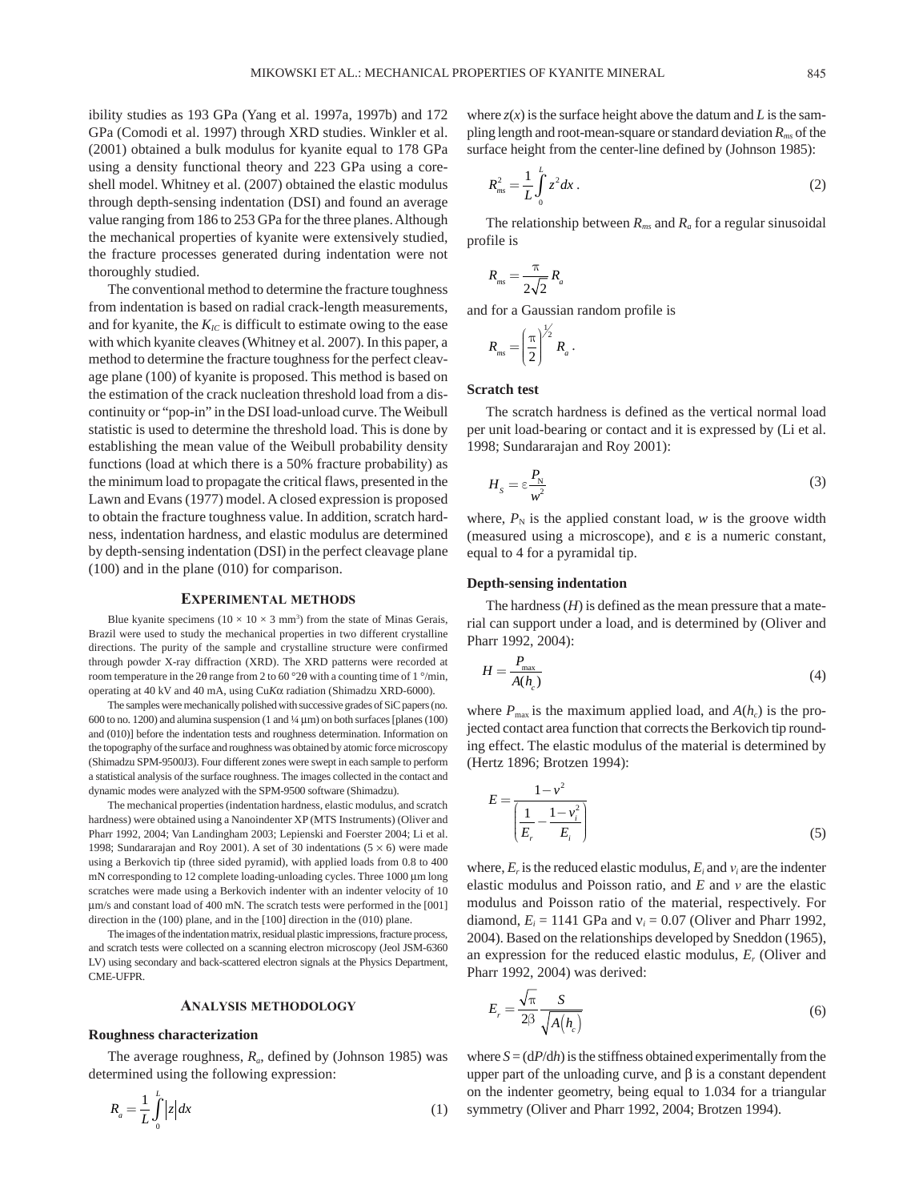ibility studies as 193 GPa (Yang et al. 1997a, 1997b) and 172 GPa (Comodi et al. 1997) through XRD studies. Winkler et al. (2001) obtained a bulk modulus for kyanite equal to 178 GPa using a density functional theory and 223 GPa using a core-shell model. Whitney et al. (2007) obtained the elastic modulus through depth-sensing indentation (DSI) and found an average value ranging from 186 to 253 GPa for the three planes. Although the mechanical properties of kyanite were extensively studied, the fracture processes generated during indentation were not thoroughly studied.

The conventional method to determine the fracture toughness from indentation is based on radial crack-length measurements, and for kyanite, the $K_{IC}$ is difficult to estimate owing to the ease with which kyanite cleaves (Whitney et al. 2007). In this paper, a method to determine the fracture toughness for the perfect cleavage plane (100) of kyanite is proposed. This method is based on the estimation of the crack nucleation threshold load from a discontinuity or "pop-in" in the DSI load-unload curve. The Weibull statistic is used to determine the threshold load. This is done by establishing the mean value of the Weibull probability density functions (load at which there is a 50% fracture probability) as the minimum load to propagate the critical flaws, presented in the Lawn and Evans (1977) model. A closed expression is proposed to obtain the fracture toughness value. In addition, scratch hardness, indentation hardness, and elastic modulus are determined by depth-sensing indentation (DSI) in the perfect cleavage plane (100) and in the plane (010) for comparison.

## Experimental methods

Blue kyanite specimens ($10 \times 10 \times 3$ mm$^3$) from the state of Minas Gerais, Brazil were used to study the mechanical properties in two different crystalline directions. The purity of the sample and crystalline structure were confirmed through powder X-ray diffraction (XRD). The XRD patterns were recorded at room temperature in the 2θ range from 2 to 60 °2θ with a counting time of 1 °/min, operating at 40 kV and 40 mA, using Cu*K*α radiation (Shimadzu XRD-6000).

The samples were mechanically polished with successive grades of SiC papers (no. 600 to no. 1200) and alumina suspension (1 and ¼ μm) on both surfaces [planes (100) and (010)] before the indentation tests and roughness determination. Information on the topography of the surface and roughness was obtained by atomic force microscopy (Shimadzu SPM-9500J3). Four different zones were swept in each sample to perform a statistical analysis of the surface roughness. The images collected in the contact and dynamic modes were analyzed with the SPM-9500 software (Shimadzu).

The mechanical properties (indentation hardness, elastic modulus, and scratch hardness) were obtained using a Nanoindenter XP (MTS Instruments) (Oliver and Pharr 1992, 2004; Van Landingham 2003; Lepienski and Foerster 2004; Li et al. 1998; Sundararajan and Roy 2001). A set of 30 indentations ($5 \times 6$) were made using a Berkovich tip (three sided pyramid), with applied loads from 0.8 to 400 mN corresponding to 12 complete loading-unloading cycles. Three 1000 μm long scratches were made using a Berkovich indenter with an indenter velocity of 10 μm/s and constant load of 400 mN. The scratch tests were performed in the [001] direction in the (100) plane, and in the [100] direction in the (010) plane.

The images of the indentation matrix, residual plastic impressions, fracture process, and scratch tests were collected on a scanning electron microscopy (Jeol JSM-6360 LV) using secondary and back-scattered electron signals at the Physics Department, CME-UFPR.

## Analysis methodology

### Roughness characterization

The average roughness, $R_a$, defined by (Johnson 1985) was determined using the following expression:

$$R_a = \frac{1}{L}\int_0^L |z|\,dx \tag{1}$$

where $z(x)$ is the surface height above the datum and $L$ is the sampling length and root-mean-square or standard deviation $R_{ms}$ of the surface height from the center-line defined by (Johnson 1985):

$$R_{ms}^2 = \frac{1}{L}\int_0^L z^2\,dx\,. \tag{2}$$

The relationship between $R_{ms}$ and $R_a$ for a regular sinusoidal profile is

$$R_{ms} = \frac{\pi}{2\sqrt{2}} R_a$$

and for a Gaussian random profile is

$$R_{ms} = \left(\frac{\pi}{2}\right)^{1/2} R_a\,.$$

### Scratch test

The scratch hardness is defined as the vertical normal load per unit load-bearing or contact and it is expressed by (Li et al. 1998; Sundararajan and Roy 2001):

$$H_S = \varepsilon \frac{P_N}{w^2} \tag{3}$$

where, $P_N$ is the applied constant load, $w$ is the groove width (measured using a microscope), and ε is a numeric constant, equal to 4 for a pyramidal tip.

### Depth-sensing indentation

The hardness ($H$) is defined as the mean pressure that a material can support under a load, and is determined by (Oliver and Pharr 1992, 2004):

$$H = \frac{P_{max}}{A(h_c)} \tag{4}$$

where $P_{max}$ is the maximum applied load, and $A(h_c)$ is the projected contact area function that corrects the Berkovich tip rounding effect. The elastic modulus of the material is determined by (Hertz 1896; Brotzen 1994):

$$E = \frac{1 - v^2}{\left(\dfrac{1}{E_r} - \dfrac{1 - v_i^2}{E_i}\right)} \tag{5}$$

where, $E_r$ is the reduced elastic modulus, $E_i$ and $v_i$ are the indenter elastic modulus and Poisson ratio, and $E$ and $v$ are the elastic modulus and Poisson ratio of the material, respectively. For diamond, $E_i$ = 1141 GPa and $v_i$ = 0.07 (Oliver and Pharr 1992, 2004). Based on the relationships developed by Sneddon (1965), an expression for the reduced elastic modulus, $E_r$ (Oliver and Pharr 1992, 2004) was derived:

$$E_r = \frac{\sqrt{\pi}}{2\beta}\frac{S}{\sqrt{A(h_c)}} \tag{6}$$

where $S = (dP/dh)$ is the stiffness obtained experimentally from the upper part of the unloading curve, and β is a constant dependent on the indenter geometry, being equal to 1.034 for a triangular symmetry (Oliver and Pharr 1992, 2004; Brotzen 1994).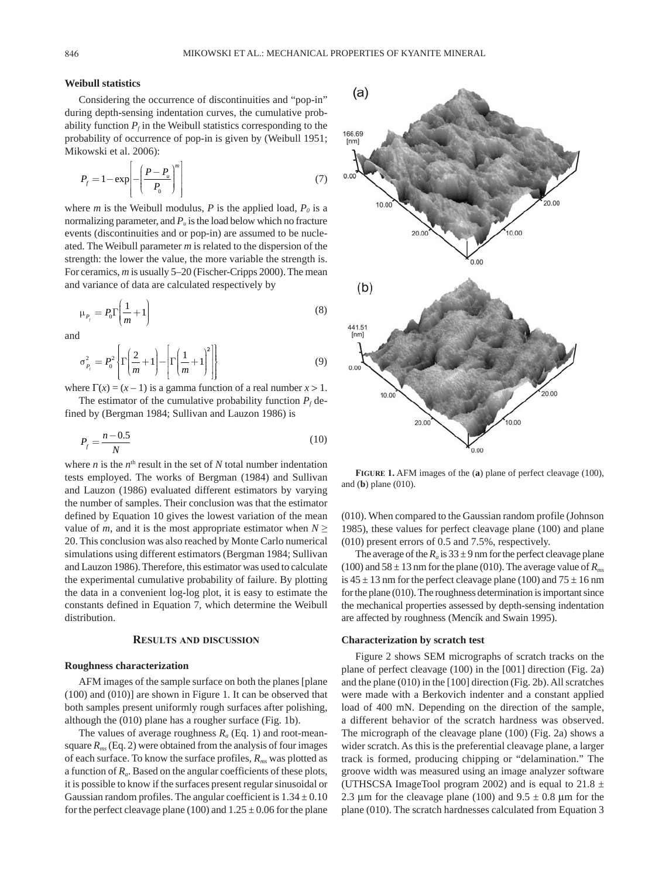### Weibull statistics

Considering the occurrence of discontinuities and "pop-in" during depth-sensing indentation curves, the cumulative probability function $P_f$ in the Weibull statistics corresponding to the probability of occurrence of pop-in is given by (Weibull 1951; Mikowski et al. 2006):

$$P_f = 1 - \exp\left[-\left(\frac{P - P_u}{P_0}\right)^m\right] \tag{7}$$

where $m$ is the Weibull modulus, $P$ is the applied load, $P_0$ is a normalizing parameter, and $P_u$ is the load below which no fracture events (discontinuities and or pop-in) are assumed to be nucleated. The Weibull parameter $m$ is related to the dispersion of the strength: the lower the value, the more variable the strength is. For ceramics, $m$ is usually 5–20 (Fischer-Cripps 2000). The mean and variance of data are calculated respectively by

$$\mu_{P_f} = P_0 \Gamma\left(\frac{1}{m} + 1\right) \tag{8}$$

and

$$\sigma^2_{P_f} = P_0^2 \left\{\Gamma\left(\frac{2}{m} + 1\right) - \left[\Gamma\left(\frac{1}{m} + 1\right)^2\right]\right\} \tag{9}$$

where $\Gamma(x) = (x - 1)$ is a gamma function of a real number $x > 1$.

The estimator of the cumulative probability function $P_f$ defined by (Bergman 1984; Sullivan and Lauzon 1986) is

$$P_f = \frac{n - 0.5}{N} \tag{10}$$

where $n$ is the $n^{th}$ result in the set of $N$ total number indentation tests employed. The works of Bergman (1984) and Sullivan and Lauzon (1986) evaluated different estimators by varying the number of samples. Their conclusion was that the estimator defined by Equation 10 gives the lowest variation of the mean value of $m$, and it is the most appropriate estimator when $N \geq 20$. This conclusion was also reached by Monte Carlo numerical simulations using different estimators (Bergman 1984; Sullivan and Lauzon 1986). Therefore, this estimator was used to calculate the experimental cumulative probability of failure. By plotting the data in a convenient log-log plot, it is easy to estimate the constants defined in Equation 7, which determine the Weibull distribution.

## Results and discussion

### Roughness characterization

AFM images of the sample surface on both the planes [plane (100) and (010)] are shown in Figure 1. It can be observed that both samples present uniformly rough surfaces after polishing, although the (010) plane has a rougher surface (Fig. 1b).

The values of average roughness $R_a$ (Eq. 1) and root-mean-square $R_{ms}$ (Eq. 2) were obtained from the analysis of four images of each surface. To know the surface profiles, $R_{ms}$ was plotted as a function of $R_a$. Based on the angular coefficients of these plots, it is possible to know if the surfaces present regular sinusoidal or Gaussian random profiles. The angular coefficient is $1.34 \pm 0.10$ for the perfect cleavage plane (100) and $1.25 \pm 0.06$ for the plane (010). When compared to the Gaussian random profile (Johnson 1985), these values for perfect cleavage plane (100) and plane (010) present errors of 0.5 and 7.5%, respectively.

**Figure 1.** AFM images of the (**a**) plane of perfect cleavage (100), and (**b**) plane (010).

The average of the $R_a$ is $33 \pm 9$ nm for the perfect cleavage plane (100) and $58 \pm 13$ nm for the plane (010). The average value of $R_{ms}$ is $45 \pm 13$ nm for the perfect cleavage plane (100) and $75 \pm 16$ nm for the plane (010). The roughness determination is important since the mechanical properties assessed by depth-sensing indentation are affected by roughness (Mencík and Swain 1995).

### Characterization by scratch test

Figure 2 shows SEM micrographs of scratch tracks on the plane of perfect cleavage (100) in the [001] direction (Fig. 2a) and the plane (010) in the [100] direction (Fig. 2b). All scratches were made with a Berkovich indenter and a constant applied load of 400 mN. Depending on the direction of the sample, a different behavior of the scratch hardness was observed. The micrograph of the cleavage plane (100) (Fig. 2a) shows a wider scratch. As this is the preferential cleavage plane, a larger track is formed, producing chipping or "delamination." The groove width was measured using an image analyzer software (UTHSCSA ImageTool program 2002) and is equal to $21.8 \pm 2.3$ μm for the cleavage plane (100) and $9.5 \pm 0.8$ μm for the plane (010). The scratch hardnesses calculated from Equation 3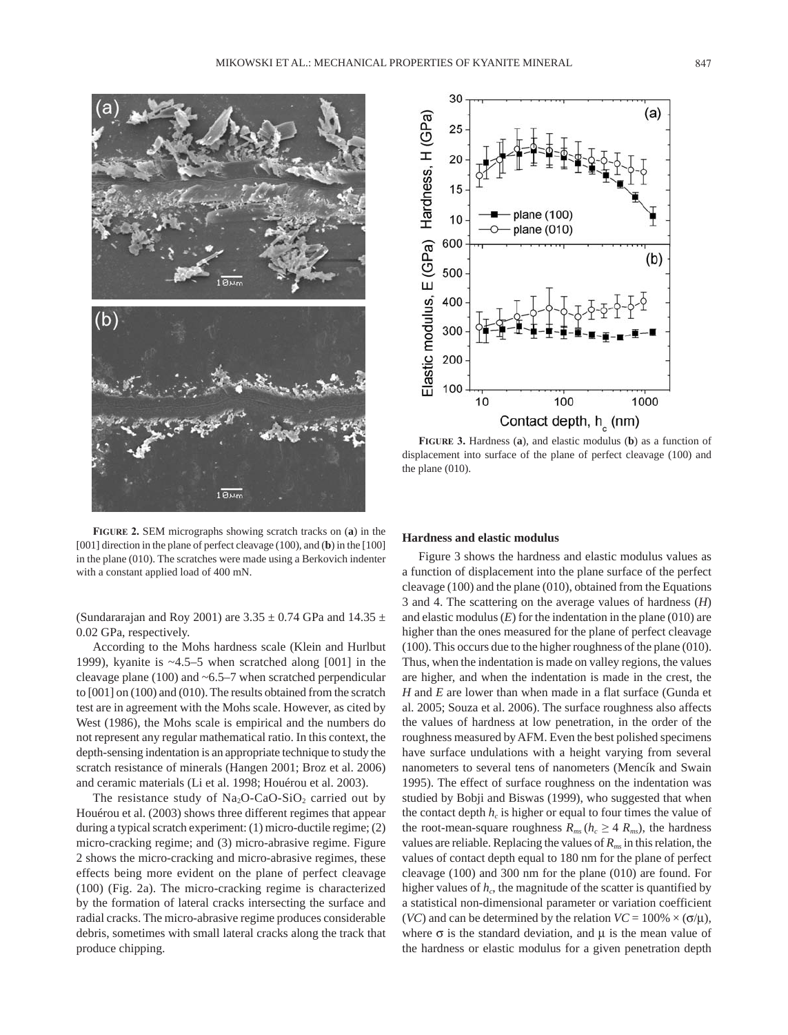**FIGURE 2.** SEM micrographs showing scratch tracks on (**a**) in the [001] direction in the plane of perfect cleavage (100), and (**b**) in the [100] in the plane (010). The scratches were made using a Berkovich indenter with a constant applied load of 400 mN.

(Sundararajan and Roy 2001) are 3.35 ± 0.74 GPa and 14.35 ± 0.02 GPa, respectively.

According to the Mohs hardness scale (Klein and Hurlbut 1999), kyanite is ~4.5–5 when scratched along [001] in the cleavage plane (100) and ~6.5–7 when scratched perpendicular to [001] on (100) and (010). The results obtained from the scratch test are in agreement with the Mohs scale. However, as cited by West (1986), the Mohs scale is empirical and the numbers do not represent any regular mathematical ratio. In this context, the depth-sensing indentation is an appropriate technique to study the scratch resistance of minerals (Hangen 2001; Broz et al. 2006) and ceramic materials (Li et al. 1998; Houérou et al. 2003).

The resistance study of $Na_2O$-CaO-$SiO_2$ carried out by Houérou et al. (2003) shows three different regimes that appear during a typical scratch experiment: (1) micro-ductile regime; (2) micro-cracking regime; and (3) micro-abrasive regime. Figure 2 shows the micro-cracking and micro-abrasive regimes, these effects being more evident on the plane of perfect cleavage (100) (Fig. 2a). The micro-cracking regime is characterized by the formation of lateral cracks intersecting the surface and radial cracks. The micro-abrasive regime produces considerable debris, sometimes with small lateral cracks along the track that produce chipping.

**FIGURE 3.** Hardness (**a**), and elastic modulus (**b**) as a function of displacement into surface of the plane of perfect cleavage (100) and the plane (010).

#### Hardness and elastic modulus

Figure 3 shows the hardness and elastic modulus values as a function of displacement into the plane surface of the perfect cleavage (100) and the plane (010), obtained from the Equations 3 and 4. The scattering on the average values of hardness (*H*) and elastic modulus (*E*) for the indentation in the plane (010) are higher than the ones measured for the plane of perfect cleavage (100). This occurs due to the higher roughness of the plane (010). Thus, when the indentation is made on valley regions, the values are higher, and when the indentation is made in the crest, the *H* and *E* are lower than when made in a flat surface (Gunda et al. 2005; Souza et al. 2006). The surface roughness also affects the values of hardness at low penetration, in the order of the roughness measured by AFM. Even the best polished specimens have surface undulations with a height varying from several nanometers to several tens of nanometers (Mencík and Swain 1995). The effect of surface roughness on the indentation was studied by Bobji and Biswas (1999), who suggested that when the contact depth $h_c$ is higher or equal to four times the value of the root-mean-square roughness $R_{ms}$ ($h_c \geq 4\ R_{ms}$), the hardness values are reliable. Replacing the values of $R_{ms}$ in this relation, the values of contact depth equal to 180 nm for the plane of perfect cleavage (100) and 300 nm for the plane (010) are found. For higher values of $h_c$, the magnitude of the scatter is quantified by a statistical non-dimensional parameter or variation coefficient (*VC*) and can be determined by the relation $VC = 100\% \times (\sigma/\mu)$, where $\sigma$ is the standard deviation, and $\mu$ is the mean value of the hardness or elastic modulus for a given penetration depth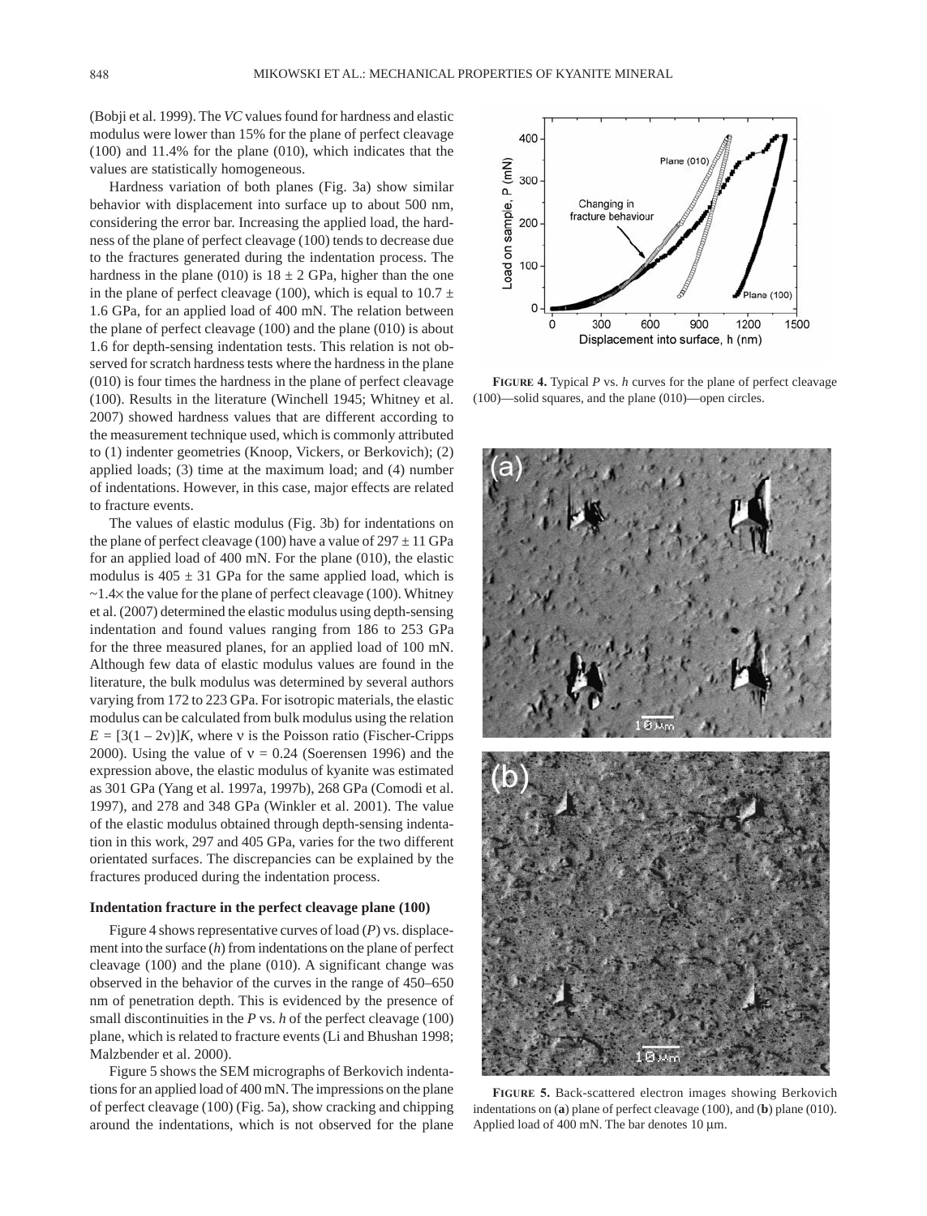(Bobji et al. 1999). The *VC* values found for hardness and elastic modulus were lower than 15% for the plane of perfect cleavage (100) and 11.4% for the plane (010), which indicates that the values are statistically homogeneous.

Hardness variation of both planes (Fig. 3a) show similar behavior with displacement into surface up to about 500 nm, considering the error bar. Increasing the applied load, the hardness of the plane of perfect cleavage (100) tends to decrease due to the fractures generated during the indentation process. The hardness in the plane (010) is $18 \pm 2$ GPa, higher than the one in the plane of perfect cleavage (100), which is equal to $10.7 \pm 1.6$ GPa, for an applied load of 400 mN. The relation between the plane of perfect cleavage (100) and the plane (010) is about 1.6 for depth-sensing indentation tests. This relation is not observed for scratch hardness tests where the hardness in the plane (010) is four times the hardness in the plane of perfect cleavage (100). Results in the literature (Winchell 1945; Whitney et al. 2007) showed hardness values that are different according to the measurement technique used, which is commonly attributed to (1) indenter geometries (Knoop, Vickers, or Berkovich); (2) applied loads; (3) time at the maximum load; and (4) number of indentations. However, in this case, major effects are related to fracture events.

The values of elastic modulus (Fig. 3b) for indentations on the plane of perfect cleavage (100) have a value of $297 \pm 11$ GPa for an applied load of 400 mN. For the plane (010), the elastic modulus is $405 \pm 31$ GPa for the same applied load, which is ~1.4× the value for the plane of perfect cleavage (100). Whitney et al. (2007) determined the elastic modulus using depth-sensing indentation and found values ranging from 186 to 253 GPa for the three measured planes, for an applied load of 100 mN. Although few data of elastic modulus values are found in the literature, the bulk modulus was determined by several authors varying from 172 to 223 GPa. For isotropic materials, the elastic modulus can be calculated from bulk modulus using the relation $E = [3(1 - 2\nu)]K$, where $\nu$ is the Poisson ratio (Fischer-Cripps 2000). Using the value of $\nu = 0.24$ (Soerensen 1996) and the expression above, the elastic modulus of kyanite was estimated as 301 GPa (Yang et al. 1997a, 1997b), 268 GPa (Comodi et al. 1997), and 278 and 348 GPa (Winkler et al. 2001). The value of the elastic modulus obtained through depth-sensing indentation in this work, 297 and 405 GPa, varies for the two different orientated surfaces. The discrepancies can be explained by the fractures produced during the indentation process.

### Indentation fracture in the perfect cleavage plane (100)

Figure 4 shows representative curves of load ($P$) vs. displacement into the surface ($h$) from indentations on the plane of perfect cleavage (100) and the plane (010). A significant change was observed in the behavior of the curves in the range of 450–650 nm of penetration depth. This is evidenced by the presence of small discontinuities in the $P$ vs. $h$ of the perfect cleavage (100) plane, which is related to fracture events (Li and Bhushan 1998; Malzbender et al. 2000).

Figure 5 shows the SEM micrographs of Berkovich indentations for an applied load of 400 mN. The impressions on the plane of perfect cleavage (100) (Fig. 5a), show cracking and chipping around the indentations, which is not observed for the plane

**FIGURE 4.** Typical $P$ vs. $h$ curves for the plane of perfect cleavage (100)—solid squares, and the plane (010)—open circles.

**FIGURE 5.** Back-scattered electron images showing Berkovich indentations on (**a**) plane of perfect cleavage (100), and (**b**) plane (010). Applied load of 400 mN. The bar denotes 10 μm.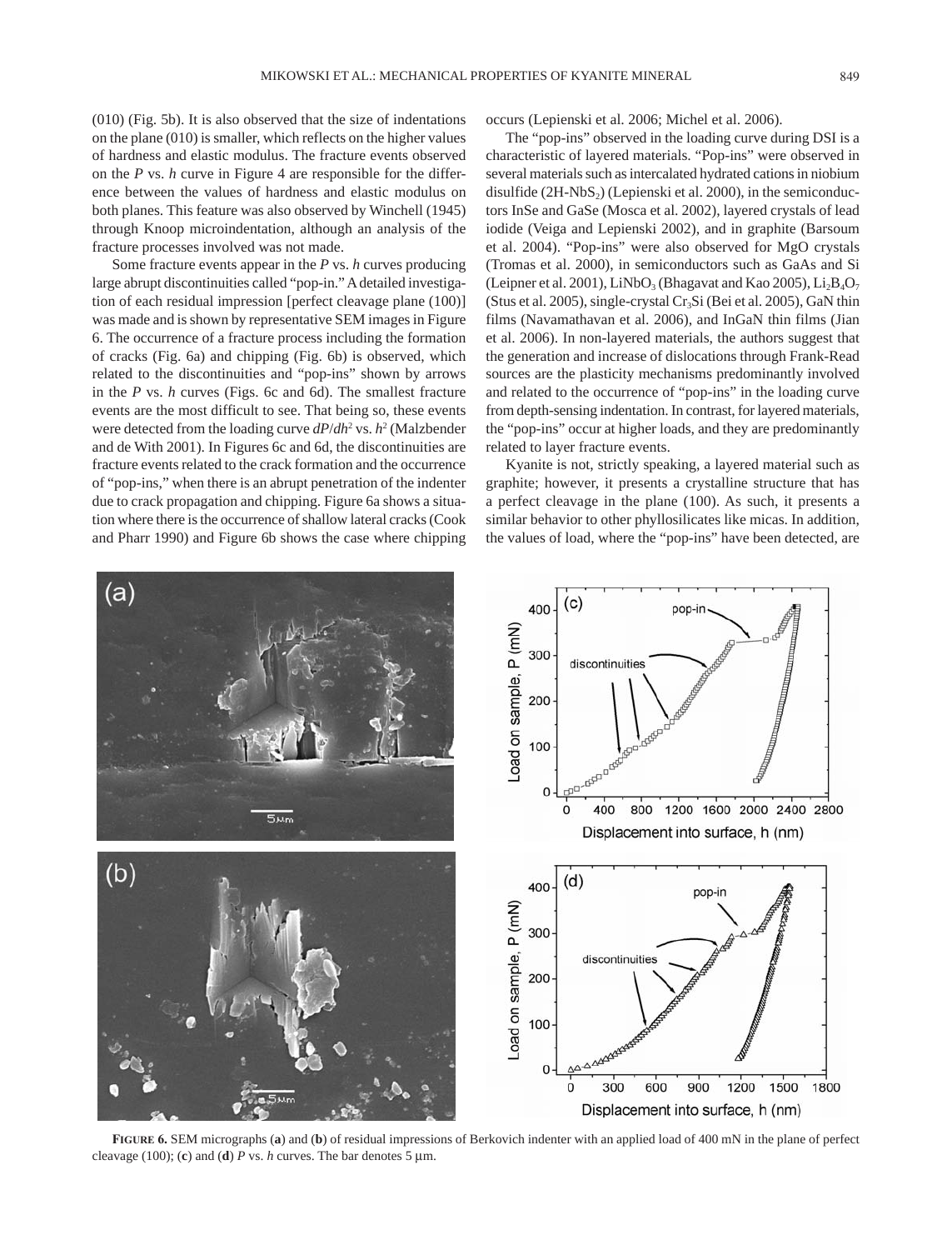(010) (Fig. 5b). It is also observed that the size of indentations on the plane (010) is smaller, which reflects on the higher values of hardness and elastic modulus. The fracture events observed on the *P* vs. *h* curve in Figure 4 are responsible for the difference between the values of hardness and elastic modulus on both planes. This feature was also observed by Winchell (1945) through Knoop microindentation, although an analysis of the fracture processes involved was not made.

Some fracture events appear in the *P* vs. *h* curves producing large abrupt discontinuities called "pop-in." A detailed investigation of each residual impression [perfect cleavage plane (100)] was made and is shown by representative SEM images in Figure 6. The occurrence of a fracture process including the formation of cracks (Fig. 6a) and chipping (Fig. 6b) is observed, which related to the discontinuities and "pop-ins" shown by arrows in the *P* vs. *h* curves (Figs. 6c and 6d). The smallest fracture events are the most difficult to see. That being so, these events were detected from the loading curve $dP/dh^2$ vs. $h^2$ (Malzbender and de With 2001). In Figures 6c and 6d, the discontinuities are fracture events related to the crack formation and the occurrence of "pop-ins," when there is an abrupt penetration of the indenter due to crack propagation and chipping. Figure 6a shows a situation where there is the occurrence of shallow lateral cracks (Cook and Pharr 1990) and Figure 6b shows the case where chipping occurs (Lepienski et al. 2006; Michel et al. 2006).

The "pop-ins" observed in the loading curve during DSI is a characteristic of layered materials. "Pop-ins" were observed in several materials such as intercalated hydrated cations in niobium disulfide ($2H\text{-}NbS_2$) (Lepienski et al. 2000), in the semiconductors InSe and GaSe (Mosca et al. 2002), layered crystals of lead iodide (Veiga and Lepienski 2002), and in graphite (Barsoum et al. 2004). "Pop-ins" were also observed for MgO crystals (Tromas et al. 2000), in semiconductors such as GaAs and Si (Leipner et al. 2001), $LiNbO_3$ (Bhagavat and Kao 2005), $Li_2B_4O_7$ (Stus et al. 2005), single-crystal $Cr_3Si$ (Bei et al. 2005), GaN thin films (Navamathavan et al. 2006), and InGaN thin films (Jian et al. 2006). In non-layered materials, the authors suggest that the generation and increase of dislocations through Frank-Read sources are the plasticity mechanisms predominantly involved and related to the occurrence of "pop-ins" in the loading curve from depth-sensing indentation. In contrast, for layered materials, the "pop-ins" occur at higher loads, and they are predominantly related to layer fracture events.

Kyanite is not, strictly speaking, a layered material such as graphite; however, it presents a crystalline structure that has a perfect cleavage in the plane (100). As such, it presents a similar behavior to other phyllosilicates like micas. In addition, the values of load, where the "pop-ins" have been detected, are

**FIGURE 6.** SEM micrographs (**a**) and (**b**) of residual impressions of Berkovich indenter with an applied load of 400 mN in the plane of perfect cleavage (100); (**c**) and (**d**) *P* vs. *h* curves. The bar denotes 5 μm.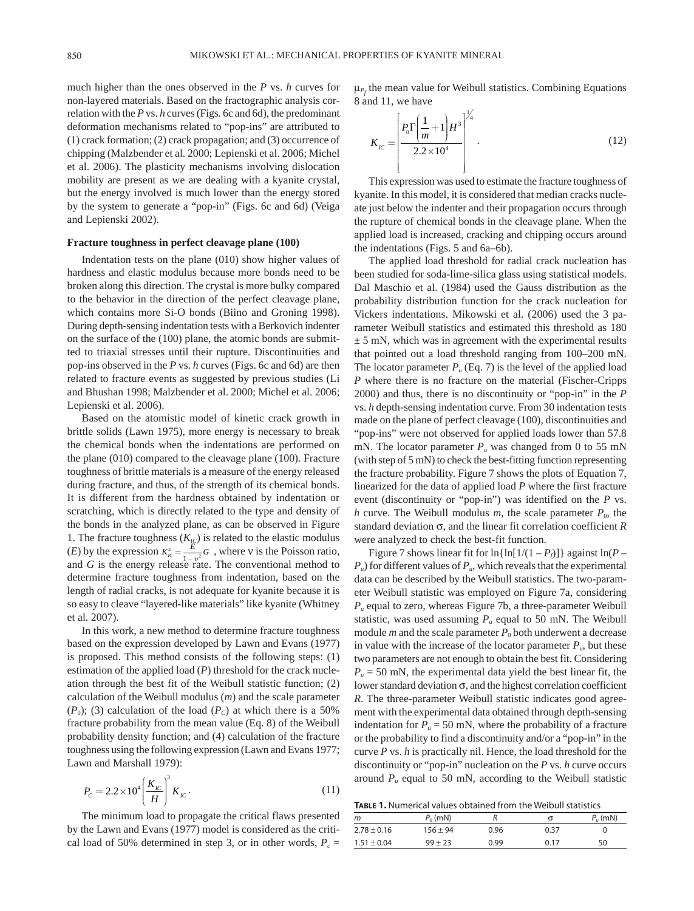much higher than the ones observed in the $P$ vs. $h$ curves for non-layered materials. Based on the fractographic analysis correlation with the $P$ vs. $h$ curves (Figs. 6c and 6d), the predominant deformation mechanisms related to "pop-ins" are attributed to (1) crack formation; (2) crack propagation; and (3) occurrence of chipping (Malzbender et al. 2000; Lepienski et al. 2006; Michel et al. 2006). The plasticity mechanisms involving dislocation mobility are present as we are dealing with a kyanite crystal, but the energy involved is much lower than the energy stored by the system to generate a "pop-in" (Figs. 6c and 6d) (Veiga and Lepienski 2002).

### Fracture toughness in perfect cleavage plane (100)

Indentation tests on the plane (010) show higher values of hardness and elastic modulus because more bonds need to be broken along this direction. The crystal is more bulky compared to the behavior in the direction of the perfect cleavage plane, which contains more Si-O bonds (Biino and Groning 1998). During depth-sensing indentation tests with a Berkovich indenter on the surface of the (100) plane, the atomic bonds are submitted to triaxial stresses until their rupture. Discontinuities and pop-ins observed in the $P$ vs. $h$ curves (Figs. 6c and 6d) are then related to fracture events as suggested by previous studies (Li and Bhushan 1998; Malzbender et al. 2000; Michel et al. 2006; Lepienski et al. 2006).

Based on the atomistic model of kinetic crack growth in brittle solids (Lawn 1975), more energy is necessary to break the chemical bonds when the indentations are performed on the plane (010) compared to the cleavage plane (100). Fracture toughness of brittle materials is a measure of the energy released during fracture, and thus, of the strength of its chemical bonds. It is different from the hardness obtained by indentation or scratching, which is directly related to the type and density of the bonds in the analyzed plane, as can be observed in Figure 1. The fracture toughness ($K_{IC}$) is related to the elastic modulus ($E$) by the expression $K_{IC}^2 = \frac{E}{1-\nu^2}G$ , where ν is the Poisson ratio, and $G$ is the energy release rate. The conventional method to determine fracture toughness from indentation, based on the length of radial cracks, is not adequate for kyanite because it is so easy to cleave "layered-like materials" like kyanite (Whitney et al. 2007).

In this work, a new method to determine fracture toughness based on the expression developed by Lawn and Evans (1977) is proposed. This method consists of the following steps: (1) estimation of the applied load ($P$) threshold for the crack nucleation through the best fit of the Weibull statistic function; (2) calculation of the Weibull modulus ($m$) and the scale parameter ($P_0$); (3) calculation of the load ($P_C$) at which there is a 50% fracture probability from the mean value (Eq. 8) of the Weibull probability density function; and (4) calculation of the fracture toughness using the following expression (Lawn and Evans 1977; Lawn and Marshall 1979):

$$P_C = 2.2\times10^4\left(\frac{K_{IC}}{H}\right)^3 K_{IC}. \tag{11}$$

The minimum load to propagate the critical flaws presented by the Lawn and Evans (1977) model is considered as the critical load of 50% determined in step 3, or in other words, $P_c = \mu_{P_f}$ the mean value for Weibull statistics. Combining Equations 8 and 11, we have

$$K_{IC} = \left[\frac{P_0\Gamma\left(\frac{1}{m}+1\right)H^3}{2.2\times10^4}\right]^{\frac{1}{4}}. \tag{12}$$

This expression was used to estimate the fracture toughness of kyanite. In this model, it is considered that median cracks nucleate just below the indenter and their propagation occurs through the rupture of chemical bonds in the cleavage plane. When the applied load is increased, cracking and chipping occurs around the indentations (Figs. 5 and 6a–6b).

The applied load threshold for radial crack nucleation has been studied for soda-lime-silica glass using statistical models. Dal Maschio et al. (1984) used the Gauss distribution as the probability distribution function for the crack nucleation for Vickers indentations. Mikowski et al. (2006) used the 3 parameter Weibull statistics and estimated this threshold as 180 ± 5 mN, which was in agreement with the experimental results that pointed out a load threshold ranging from 100–200 mN. The locator parameter $P_u$ (Eq. 7) is the level of the applied load $P$ where there is no fracture on the material (Fischer-Cripps 2000) and thus, there is no discontinuity or "pop-in" in the $P$ vs. $h$ depth-sensing indentation curve. From 30 indentation tests made on the plane of perfect cleavage (100), discontinuities and "pop-ins" were not observed for applied loads lower than 57.8 mN. The locator parameter $P_u$ was changed from 0 to 55 mN (with step of 5 mN) to check the best-fitting function representing the fracture probability. Figure 7 shows the plots of Equation 7, linearized for the data of applied load $P$ where the first fracture event (discontinuity or "pop-in") was identified on the $P$ vs. $h$ curve. The Weibull modulus $m$, the scale parameter $P_0$, the standard deviation σ, and the linear fit correlation coefficient $R$ were analyzed to check the best-fit function.

Figure 7 shows linear fit for $\ln\{\ln[1/(1-P_f)]\}$ against $\ln(P - P_u)$ for different values of $P_u$, which reveals that the experimental data can be described by the Weibull statistics. The two-parameter Weibull statistic was employed on Figure 7a, considering $P_u$ equal to zero, whereas Figure 7b, a three-parameter Weibull statistic, was used assuming $P_u$ equal to 50 mN. The Weibull module $m$ and the scale parameter $P_0$ both underwent a decrease in value with the increase of the locator parameter $P_u$, but these two parameters are not enough to obtain the best fit. Considering $P_u$ = 50 mN, the experimental data yield the best linear fit, the lower standard deviation σ, and the highest correlation coefficient $R$. The three-parameter Weibull statistic indicates good agreement with the experimental data obtained through depth-sensing indentation for $P_u$ = 50 mN, where the probability of a fracture or the probability to find a discontinuity and/or a "pop-in" in the curve $P$ vs. $h$ is practically nil. Hence, the load threshold for the discontinuity or "pop-in" nucleation on the $P$ vs. $h$ curve occurs around $P_u$ equal to 50 mN, according to the Weibull statistic

**Table 1.** Numerical values obtained from the Weibull statistics

| $m$ | $P_0$ (mN) | $R$ | σ | $P_u$ (mN) |
|---|---|---|---|---|
| 2.78 ± 0.16 | 156 ± 94 | 0.96 | 0.37 | 0 |
| 1.51 ± 0.04 | 99 ± 23 | 0.99 | 0.17 | 50 |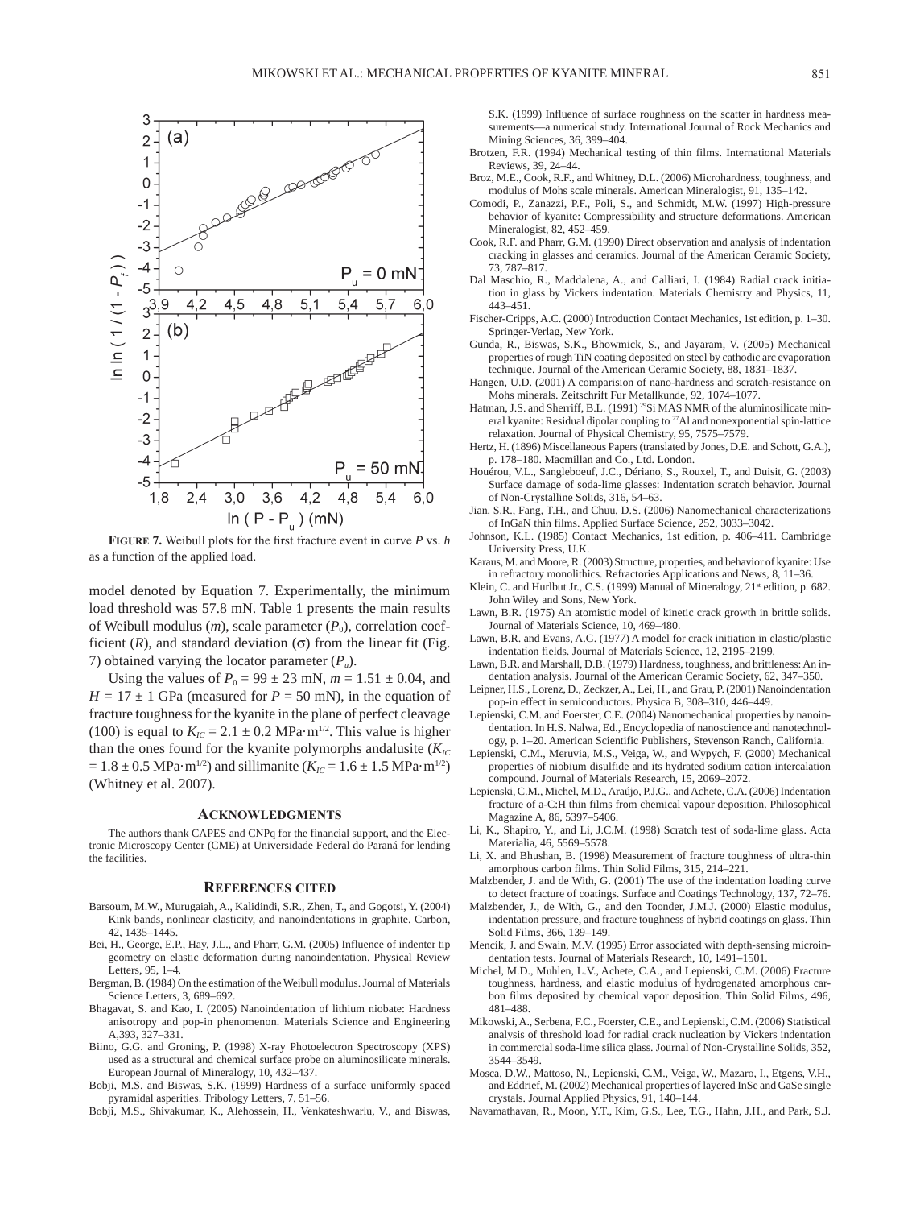**FIGURE 7.** Weibull plots for the first fracture event in curve *P* vs. *h* as a function of the applied load.

model denoted by Equation 7. Experimentally, the minimum load threshold was 57.8 mN. Table 1 presents the main results of Weibull modulus ($m$), scale parameter ($P_0$), correlation coefficient ($R$), and standard deviation ($\sigma$) from the linear fit (Fig. 7) obtained varying the locator parameter ($P_u$).

Using the values of $P_0 = 99 \pm 23$ mN, $m = 1.51 \pm 0.04$, and $H = 17 \pm 1$ GPa (measured for $P = 50$ mN), in the equation of fracture toughness for the kyanite in the plane of perfect cleavage (100) is equal to $K_{IC} = 2.1 \pm 0.2$ MPa·m$^{1/2}$. This value is higher than the ones found for the kyanite polymorphs andalusite ($K_{IC} = 1.8 \pm 0.5$ MPa·m$^{1/2}$) and sillimanite ($K_{IC} = 1.6 \pm 1.5$ MPa·m$^{1/2}$) (Whitney et al. 2007).

## ACKNOWLEDGMENTS

The authors thank CAPES and CNPq for the financial support, and the Electronic Microscopy Center (CME) at Universidade Federal do Paraná for lending the facilities.

## REFERENCES CITED

Barsoum, M.W., Murugaiah, A., Kalidindi, S.R., Zhen, T., and Gogotsi, Y. (2004) Kink bands, nonlinear elasticity, and nanoindentations in graphite. Carbon, 42, 1435–1445.

Bei, H., George, E.P., Hay, J.L., and Pharr, G.M. (2005) Influence of indenter tip geometry on elastic deformation during nanoindentation. Physical Review Letters, 95, 1–4.

Bergman, B. (1984) On the estimation of the Weibull modulus. Journal of Materials Science Letters, 3, 689–692.

Bhagavat, S. and Kao, I. (2005) Nanoindentation of lithium niobate: Hardness anisotropy and pop-in phenomenon. Materials Science and Engineering A,393, 327–331.

Biino, G.G. and Groning, P. (1998) X-ray Photoelectron Spectroscopy (XPS) used as a structural and chemical surface probe on aluminosilicate minerals. European Journal of Mineralogy, 10, 432–437.

Bobji, M.S. and Biswas, S.K. (1999) Hardness of a surface uniformly spaced pyramidal asperities. Tribology Letters, 7, 51–56.

Bobji, M.S., Shivakumar, K., Alehossein, H., Venkateshwarlu, V., and Biswas, S.K. (1999) Influence of surface roughness on the scatter in hardness measurements—a numerical study. International Journal of Rock Mechanics and Mining Sciences, 36, 399–404.

Brotzen, F.R. (1994) Mechanical testing of thin films. International Materials Reviews, 39, 24–44.

Broz, M.E., Cook, R.F., and Whitney, D.L. (2006) Microhardness, toughness, and modulus of Mohs scale minerals. American Mineralogist, 91, 135–142.

Comodi, P., Zanazzi, P.F., Poli, S., and Schmidt, M.W. (1997) High-pressure behavior of kyanite: Compressibility and structure deformations. American Mineralogist, 82, 452–459.

Cook, R.F. and Pharr, G.M. (1990) Direct observation and analysis of indentation cracking in glasses and ceramics. Journal of the American Ceramic Society, 73, 787–817.

Dal Maschio, R., Maddalena, A., and Calliari, I. (1984) Radial crack initiation in glass by Vickers indentation. Materials Chemistry and Physics, 11, 443–451.

Fischer-Cripps, A.C. (2000) Introduction Contact Mechanics, 1st edition, p. 1–30. Springer-Verlag, New York.

Gunda, R., Biswas, S.K., Bhowmick, S., and Jayaram, V. (2005) Mechanical properties of rough TiN coating deposited on steel by cathodic arc evaporation technique. Journal of the American Ceramic Society, 88, 1831–1837.

Hangen, U.D. (2001) A comparision of nano-hardness and scratch-resistance on Mohs minerals. Zeitschrift Fur Metallkunde, 92, 1074–1077.

Hatman, J.S. and Sherriff, B.L. (1991) $^{29}$Si MAS NMR of the aluminosilicate mineral kyanite: Residual dipolar coupling to $^{27}$Al and nonexponential spin-lattice relaxation. Journal of Physical Chemistry, 95, 7575–7579.

Hertz, H. (1896) Miscellaneous Papers (translated by Jones, D.E. and Schott, G.A.), p. 178–180. Macmillan and Co., Ltd. London.

Houérou, V.L., Sangleboeuf, J.C., Dériano, S., Rouxel, T., and Duisit, G. (2003) Surface damage of soda-lime glasses: Indentation scratch behavior. Journal of Non-Crystalline Solids, 316, 54–63.

Jian, S.R., Fang, T.H., and Chuu, D.S. (2006) Nanomechanical characterizations of InGaN thin films. Applied Surface Science, 252, 3033–3042.

Johnson, K.L. (1985) Contact Mechanics, 1st edition, p. 406–411. Cambridge University Press, U.K.

Karaus, M. and Moore, R. (2003) Structure, properties, and behavior of kyanite: Use in refractory monolithics. Refractories Applications and News, 8, 11–36.

Klein, C. and Hurlbut Jr., C.S. (1999) Manual of Mineralogy, 21st edition, p. 682. John Wiley and Sons, New York.

Lawn, B.R. (1975) An atomistic model of kinetic crack growth in brittle solids. Journal of Materials Science, 10, 469–480.

Lawn, B.R. and Evans, A.G. (1977) A model for crack initiation in elastic/plastic indentation fields. Journal of Materials Science, 12, 2195–2199.

Lawn, B.R. and Marshall, D.B. (1979) Hardness, toughness, and brittleness: An indentation analysis. Journal of the American Ceramic Society, 62, 347–350.

Leipner, H.S., Lorenz, D., Zeckzer, A., Lei, H., and Grau, P. (2001) Nanoindentation pop-in effect in semiconductors. Physica B, 308–310, 446–449.

Lepienski, C.M. and Foerster, C.E. (2004) Nanomechanical properties by nanoindentation. In H.S. Nalwa, Ed., Encyclopedia of nanoscience and nanotechnology, p. 1–20. American Scientific Publishers, Stevenson Ranch, California.

Lepienski, C.M., Meruvia, M.S., Veiga, W., and Wypych, F. (2000) Mechanical properties of niobium disulfide and its hydrated sodium cation intercalation compound. Journal of Materials Research, 15, 2069–2072.

Lepienski, C.M., Michel, M.D., Araújo, P.J.G., and Achete, C.A. (2006) Indentation fracture of a-C:H thin films from chemical vapour deposition. Philosophical Magazine A, 86, 5397–5406.

Li, K., Shapiro, Y., and Li, J.C.M. (1998) Scratch test of soda-lime glass. Acta Materialia, 46, 5569–5578.

Li, X. and Bhushan, B. (1998) Measurement of fracture toughness of ultra-thin amorphous carbon films. Thin Solid Films, 315, 214–221.

Malzbender, J. and de With, G. (2001) The use of the indentation loading curve to detect fracture of coatings. Surface and Coatings Technology, 137, 72–76.

Malzbender, J., de With, G., and den Toonder, J.M.J. (2000) Elastic modulus, indentation pressure, and fracture toughness of hybrid coatings on glass. Thin Solid Films, 366, 139–149.

Mencík, J. and Swain, M.V. (1995) Error associated with depth-sensing microindentation tests. Journal of Materials Research, 10, 1491–1501.

Michel, M.D., Muhlen, L.V., Achete, C.A., and Lepienski, C.M. (2006) Fracture toughness, hardness, and elastic modulus of hydrogenated amorphous carbon films deposited by chemical vapor deposition. Thin Solid Films, 496, 481–488.

Mikowski, A., Serbena, F.C., Foerster, C.E., and Lepienski, C.M. (2006) Statistical analysis of threshold load for radial crack nucleation by Vickers indentation in commercial soda-lime silica glass. Journal of Non-Crystalline Solids, 352, 3544–3549.

Mosca, D.W., Mattoso, N., Lepienski, C.M., Veiga, W., Mazaro, I., Etgens, V.H., and Eddrief, M. (2002) Mechanical properties of layered InSe and GaSe single crystals. Journal Applied Physics, 91, 140–144.

Navamathavan, R., Moon, Y.T., Kim, G.S., Lee, T.G., Hahn, J.H., and Park, S.J.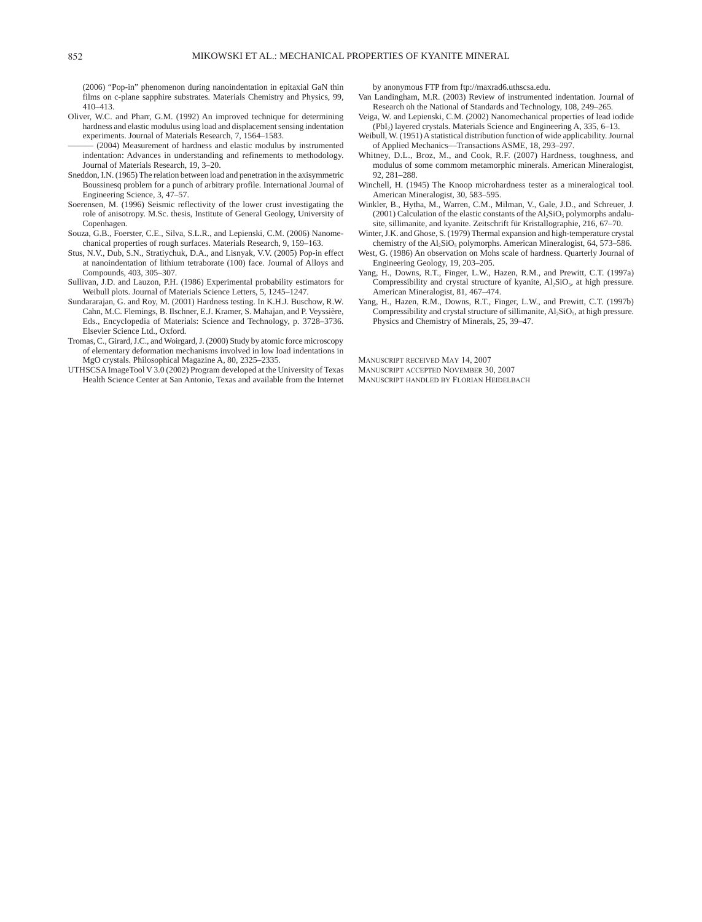(2006) "Pop-in" phenomenon during nanoindentation in epitaxial GaN thin films on c-plane sapphire substrates. Materials Chemistry and Physics, 99, 410–413.

Oliver, W.C. and Pharr, G.M. (1992) An improved technique for determining hardness and elastic modulus using load and displacement sensing indentation experiments. Journal of Materials Research, 7, 1564–1583.

——— (2004) Measurement of hardness and elastic modulus by instrumented indentation: Advances in understanding and refinements to methodology. Journal of Materials Research, 19, 3–20.

Sneddon, I.N. (1965) The relation between load and penetration in the axisymmetric Boussinesq problem for a punch of arbitrary profile. International Journal of Engineering Science, 3, 47–57.

Soerensen, M. (1996) Seismic reflectivity of the lower crust investigating the role of anisotropy. M.Sc. thesis, Institute of General Geology, University of Copenhagen.

Souza, G.B., Foerster, C.E., Silva, S.L.R., and Lepienski, C.M. (2006) Nanomechanical properties of rough surfaces. Materials Research, 9, 159–163.

Stus, N.V., Dub, S.N., Stratiychuk, D.A., and Lisnyak, V.V. (2005) Pop-in effect at nanoindentation of lithium tetraborate (100) face. Journal of Alloys and Compounds, 403, 305–307.

Sullivan, J.D. and Lauzon, P.H. (1986) Experimental probability estimators for Weibull plots. Journal of Materials Science Letters, 5, 1245–1247.

Sundararajan, G. and Roy, M. (2001) Hardness testing. In K.H.J. Buschow, R.W. Cahn, M.C. Flemings, B. Ilschner, E.J. Kramer, S. Mahajan, and P. Veyssière, Eds., Encyclopedia of Materials: Science and Technology, p. 3728–3736. Elsevier Science Ltd., Oxford.

Tromas, C., Girard, J.C., and Woirgard, J. (2000) Study by atomic force microscopy of elementary deformation mechanisms involved in low load indentations in MgO crystals. Philosophical Magazine A, 80, 2325–2335.

UTHSCSA ImageTool V 3.0 (2002) Program developed at the University of Texas Health Science Center at San Antonio, Texas and available from the Internet by anonymous FTP from ftp://maxrad6.uthscsa.edu.

Van Landingham, M.R. (2003) Review of instrumented indentation. Journal of Research oh the National of Standards and Technology, 108, 249–265.

Veiga, W. and Lepienski, C.M. (2002) Nanomechanical properties of lead iodide ($PbI_2$) layered crystals. Materials Science and Engineering A, 335, 6–13.

Weibull, W. (1951) A statistical distribution function of wide applicability. Journal of Applied Mechanics—Transactions ASME, 18, 293–297.

Whitney, D.L., Broz, M., and Cook, R.F. (2007) Hardness, toughness, and modulus of some commom metamorphic minerals. American Mineralogist, 92, 281–288.

Winchell, H. (1945) The Knoop microhardness tester as a mineralogical tool. American Mineralogist, 30, 583–595.

Winkler, B., Hytha, M., Warren, C.M., Milman, V., Gale, J.D., and Schreuer, J. (2001) Calculation of the elastic constants of the $Al_2SiO_5$ polymorphs andalusite, sillimanite, and kyanite. Zeitschrift für Kristallographie, 216, 67–70.

Winter, J.K. and Ghose, S. (1979) Thermal expansion and high-temperature crystal chemistry of the $Al_2SiO_5$ polymorphs. American Mineralogist, 64, 573–586.

West, G. (1986) An observation on Mohs scale of hardness. Quarterly Journal of Engineering Geology, 19, 203–205.

Yang, H., Downs, R.T., Finger, L.W., Hazen, R.M., and Prewitt, C.T. (1997a) Compressibility and crystal structure of kyanite, $Al_2SiO_5$, at high pressure. American Mineralogist, 81, 467–474.

Yang, H., Hazen, R.M., Downs, R.T., Finger, L.W., and Prewitt, C.T. (1997b) Compressibility and crystal structure of sillimanite, $Al_2SiO_5$, at high pressure. Physics and Chemistry of Minerals, 25, 39–47.

Manuscript received May 14, 2007
Manuscript accepted November 30, 2007
Manuscript handled by Florian Heidelbach